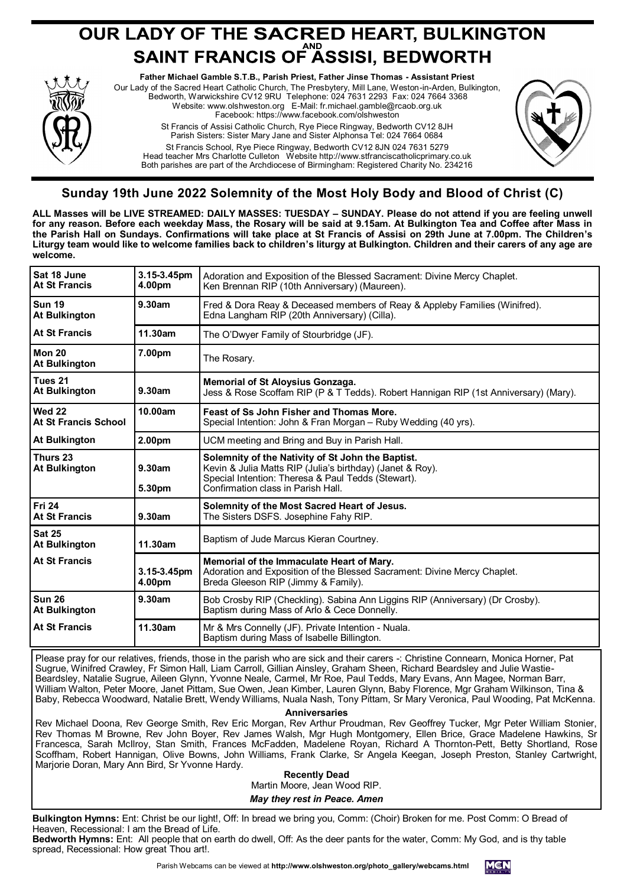# OUR LADY OF THE SACRED HEART, BULKINGTON AND SAINT FRANCIS OF ASSISI, BEDWORTH

**Father Michael Gamble S.T.B., Parish Priest, Father Jinse Thomas - Assistant Priest**

Our Lady of the Sacred Heart Catholic Church, The Presbytery, Mill Lane, Weston-in-Arden, Bulkington, Bedworth, Warwickshire CV12 9RU Telephone: 024 7631 2293 Fax: 024 7664 3368
Website: www.olshweston.org E-Mail: fr.michael.gamble@rcaob.org.uk
Facebook: https://www.facebook.com/olshweston

St Francis of Assisi Catholic Church, Rye Piece Ringway, Bedworth CV12 8JH
Parish Sisters: Sister Mary Jane and Sister Alphonsa Tel: 024 7664 0684

St Francis School, Rye Piece Ringway, Bedworth CV12 8JN 024 7631 5279
Head teacher Mrs Charlotte Culleton Website http://www.stfranciscatholicprimary.co.uk
Both parishes are part of the Archdiocese of Birmingham: Registered Charity No. 234216

## Sunday 19th June 2022 Solemnity of the Most Holy Body and Blood of Christ (C)

**ALL Masses will be LIVE STREAMED: DAILY MASSES: TUESDAY – SUNDAY. Please do not attend if you are feeling unwell for any reason. Before each weekday Mass, the Rosary will be said at 9.15am. At Bulkington Tea and Coffee after Mass in the Parish Hall on Sundays. Confirmations will take place at St Francis of Assisi on 29th June at 7.00pm. The Children's Liturgy team would like to welcome families back to children's liturgy at Bulkington. Children and their carers of any age are welcome.**

| | | |
|---|---|---|
| **Sat 18 June At St Francis** | **3.15-3.45pm** **4.00pm** | Adoration and Exposition of the Blessed Sacrament: Divine Mercy Chaplet. Ken Brennan RIP (10th Anniversary) (Maureen). |
| **Sun 19 At Bulkington** | **9.30am** | Fred & Dora Reay & Deceased members of Reay & Appleby Families (Winifred). Edna Langham RIP (20th Anniversary) (Cilla). |
| **At St Francis** | **11.30am** | The O'Dwyer Family of Stourbridge (JF). |
| **Mon 20 At Bulkington** | **7.00pm** | The Rosary. |
| **Tues 21 At Bulkington** | **9.30am** | **Memorial of St Aloysius Gonzaga.** Jess & Rose Scoffam RIP (P & T Tedds). Robert Hannigan RIP (1st Anniversary) (Mary). |
| **Wed 22 At St Francis School** | **10.00am** | **Feast of Ss John Fisher and Thomas More.** Special Intention: John & Fran Morgan – Ruby Wedding (40 yrs). |
| **At Bulkington** | **2.00pm** | UCM meeting and Bring and Buy in Parish Hall. |
| **Thurs 23 At Bulkington** | **9.30am** **5.30pm** | **Solemnity of the Nativity of St John the Baptist.** Kevin & Julia Matts RIP (Julia's birthday) (Janet & Roy). Special Intention: Theresa & Paul Tedds (Stewart). Confirmation class in Parish Hall. |
| **Fri 24 At St Francis** | **9.30am** | **Solemnity of the Most Sacred Heart of Jesus.** The Sisters DSFS. Josephine Fahy RIP. |
| **Sat 25 At Bulkington** | **11.30am** | Baptism of Jude Marcus Kieran Courtney. |
| **At St Francis** | **3.15-3.45pm** **4.00pm** | **Memorial of the Immaculate Heart of Mary.** Adoration and Exposition of the Blessed Sacrament: Divine Mercy Chaplet. Breda Gleeson RIP (Jimmy & Family). |
| **Sun 26 At Bulkington** | **9.30am** | Bob Crosby RIP (Checkling). Sabina Ann Liggins RIP (Anniversary) (Dr Crosby). Baptism during Mass of Arlo & Cece Donnelly. |
| **At St Francis** | **11.30am** | Mr & Mrs Connelly (JF). Private Intention - Nuala. Baptism during Mass of Isabelle Billington. |

Please pray for our relatives, friends, those in the parish who are sick and their carers -: Christine Connearn, Monica Horner, Pat Sugrue, Winifred Crawley, Fr Simon Hall, Liam Carroll, Gillian Ainsley, Graham Sheen, Richard Beardsley and Julie Wastie-Beardsley, Natalie Sugrue, Aileen Glynn, Yvonne Neale, Carmel, Mr Roe, Paul Tedds, Mary Evans, Ann Magee, Norman Barr, William Walton, Peter Moore, Janet Pittam, Sue Owen, Jean Kimber, Lauren Glynn, Baby Florence, Mgr Graham Wilkinson, Tina & Baby, Rebecca Woodward, Natalie Brett, Wendy Williams, Nuala Nash, Tony Pittam, Sr Mary Veronica, Paul Wooding, Pat McKenna.

**Anniversaries**

Rev Michael Doona, Rev George Smith, Rev Eric Morgan, Rev Arthur Proudman, Rev Geoffrey Tucker, Mgr Peter William Stonier, Rev Thomas M Browne, Rev John Boyer, Rev James Walsh, Mgr Hugh Montgomery, Ellen Brice, Grace Madelene Hawkins, Sr Francesca, Sarah McIlroy, Stan Smith, Frances McFadden, Madelene Royan, Richard A Thornton-Pett, Betty Shortland, Rose Scoffham, Robert Hannigan, Olive Bowns, John Williams, Frank Clarke, Sr Angela Keegan, Joseph Preston, Stanley Cartwright, Marjorie Doran, Mary Ann Bird, Sr Yvonne Hardy.

**Recently Dead**

Martin Moore, Jean Wood RIP.

***May they rest in Peace. Amen***

**Bulkington Hymns:** Ent: Christ be our light!, Off: In bread we bring you, Comm: (Choir) Broken for me. Post Comm: O Bread of Heaven, Recessional: I am the Bread of Life.

**Bedworth Hymns:** Ent: All people that on earth do dwell, Off: As the deer pants for the water, Comm: My God, and is thy table spread, Recessional: How great Thou art!.

Parish Webcams can be viewed at **http://www.olshweston.org/photo_gallery/webcams.html**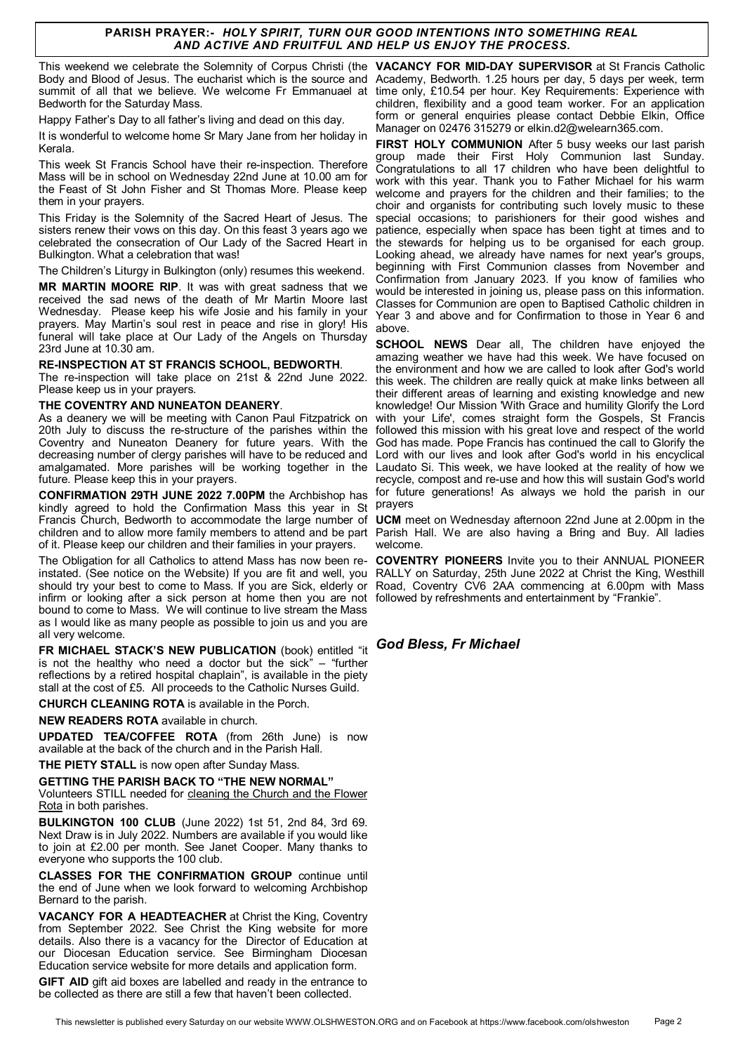**PARISH PRAYER:-** ***HOLY SPIRIT, TURN OUR GOOD INTENTIONS INTO SOMETHING REAL AND ACTIVE AND FRUITFUL AND HELP US ENJOY THE PROCESS.***

This weekend we celebrate the Solemnity of Corpus Christi (the Body and Blood of Jesus. The eucharist which is the source and summit of all that we believe. We welcome Fr Emmanuael at Bedworth for the Saturday Mass.

Happy Father's Day to all father's living and dead on this day.

It is wonderful to welcome home Sr Mary Jane from her holiday in Kerala.

This week St Francis School have their re-inspection. Therefore Mass will be in school on Wednesday 22nd June at 10.00 am for the Feast of St John Fisher and St Thomas More. Please keep them in your prayers.

This Friday is the Solemnity of the Sacred Heart of Jesus. The sisters renew their vows on this day. On this feast 3 years ago we celebrated the consecration of Our Lady of the Sacred Heart in Bulkington. What a celebration that was!

The Children's Liturgy in Bulkington (only) resumes this weekend.

**MR MARTIN MOORE RIP**. It was with great sadness that we received the sad news of the death of Mr Martin Moore last Wednesday. Please keep his wife Josie and his family in your prayers. May Martin's soul rest in peace and rise in glory! His funeral will take place at Our Lady of the Angels on Thursday 23rd June at 10.30 am.

**RE-INSPECTION AT ST FRANCIS SCHOOL, BEDWORTH**.
The re-inspection will take place on 21st & 22nd June 2022. Please keep us in your prayers.

**THE COVENTRY AND NUNEATON DEANERY**.
As a deanery we will be meeting with Canon Paul Fitzpatrick on 20th July to discuss the re-structure of the parishes within the Coventry and Nuneaton Deanery for future years. With the decreasing number of clergy parishes will have to be reduced and amalgamated. More parishes will be working together in the future. Please keep this in your prayers.

**CONFIRMATION 29TH JUNE 2022 7.00PM** the Archbishop has kindly agreed to hold the Confirmation Mass this year in St Francis Church, Bedworth to accommodate the large number of children and to allow more family members to attend and be part of it. Please keep our children and their families in your prayers.

The Obligation for all Catholics to attend Mass has now been re-instated. (See notice on the Website) If you are fit and well, you should try your best to come to Mass. If you are Sick, elderly or infirm or looking after a sick person at home then you are not bound to come to Mass. We will continue to live stream the Mass as I would like as many people as possible to join us and you are all very welcome.

**FR MICHAEL STACK'S NEW PUBLICATION** (book) entitled "it is not the healthy who need a doctor but the sick" – "further reflections by a retired hospital chaplain", is available in the piety stall at the cost of £5. All proceeds to the Catholic Nurses Guild.

**CHURCH CLEANING ROTA** is available in the Porch.

**NEW READERS ROTA** available in church.

**UPDATED TEA/COFFEE ROTA** (from 26th June) is now available at the back of the church and in the Parish Hall.

**THE PIETY STALL** is now open after Sunday Mass.

**GETTING THE PARISH BACK TO "THE NEW NORMAL"**
Volunteers STILL needed for cleaning the Church and the Flower Rota in both parishes.

**BULKINGTON 100 CLUB** (June 2022) 1st 51, 2nd 84, 3rd 69. Next Draw is in July 2022. Numbers are available if you would like to join at £2.00 per month. See Janet Cooper. Many thanks to everyone who supports the 100 club.

**CLASSES FOR THE CONFIRMATION GROUP** continue until the end of June when we look forward to welcoming Archbishop Bernard to the parish.

**VACANCY FOR A HEADTEACHER** at Christ the King, Coventry from September 2022. See Christ the King website for more details. Also there is a vacancy for the Director of Education at our Diocesan Education service. See Birmingham Diocesan Education service website for more details and application form.

**GIFT AID** gift aid boxes are labelled and ready in the entrance to be collected as there are still a few that haven't been collected.

**VACANCY FOR MID-DAY SUPERVISOR** at St Francis Catholic Academy, Bedworth. 1.25 hours per day, 5 days per week, term time only, £10.54 per hour. Key Requirements: Experience with children, flexibility and a good team worker. For an application form or general enquiries please contact Debbie Elkin, Office Manager on 02476 315279 or elkin.d2@welearn365.com.

**FIRST HOLY COMMUNION** After 5 busy weeks our last parish group made their First Holy Communion last Sunday. Congratulations to all 17 children who have been delightful to work with this year. Thank you to Father Michael for his warm welcome and prayers for the children and their families; to the choir and organists for contributing such lovely music to these special occasions; to parishioners for their good wishes and patience, especially when space has been tight at times and to the stewards for helping us to be organised for each group. Looking ahead, we already have names for next year's groups, beginning with First Communion classes from November and Confirmation from January 2023. If you know of families who would be interested in joining us, please pass on this information. Classes for Communion are open to Baptised Catholic children in Year 3 and above and for Confirmation to those in Year 6 and above.

**SCHOOL NEWS** Dear all, The children have enjoyed the amazing weather we have had this week. We have focused on the environment and how we are called to look after God's world this week. The children are really quick at make links between all their different areas of learning and existing knowledge and new knowledge! Our Mission 'With Grace and humility Glorify the Lord with your Life', comes straight form the Gospels, St Francis followed this mission with his great love and respect of the world God has made. Pope Francis has continued the call to Glorify the Lord with our lives and look after God's world in his encyclical Laudato Si. This week, we have looked at the reality of how we recycle, compost and re-use and how this will sustain God's world for future generations! As always we hold the parish in our prayers

**UCM** meet on Wednesday afternoon 22nd June at 2.00pm in the Parish Hall. We are also having a Bring and Buy. All ladies welcome.

**COVENTRY PIONEERS** Invite you to their ANNUAL PIONEER RALLY on Saturday, 25th June 2022 at Christ the King, Westhill Road, Coventry CV6 2AA commencing at 6.00pm with Mass followed by refreshments and entertainment by "Frankie".

***God Bless, Fr Michael***

This newsletter is published every Saturday on our website WWW.OLSHWESTON.ORG and on Facebook at https://www.facebook.com/olshweston